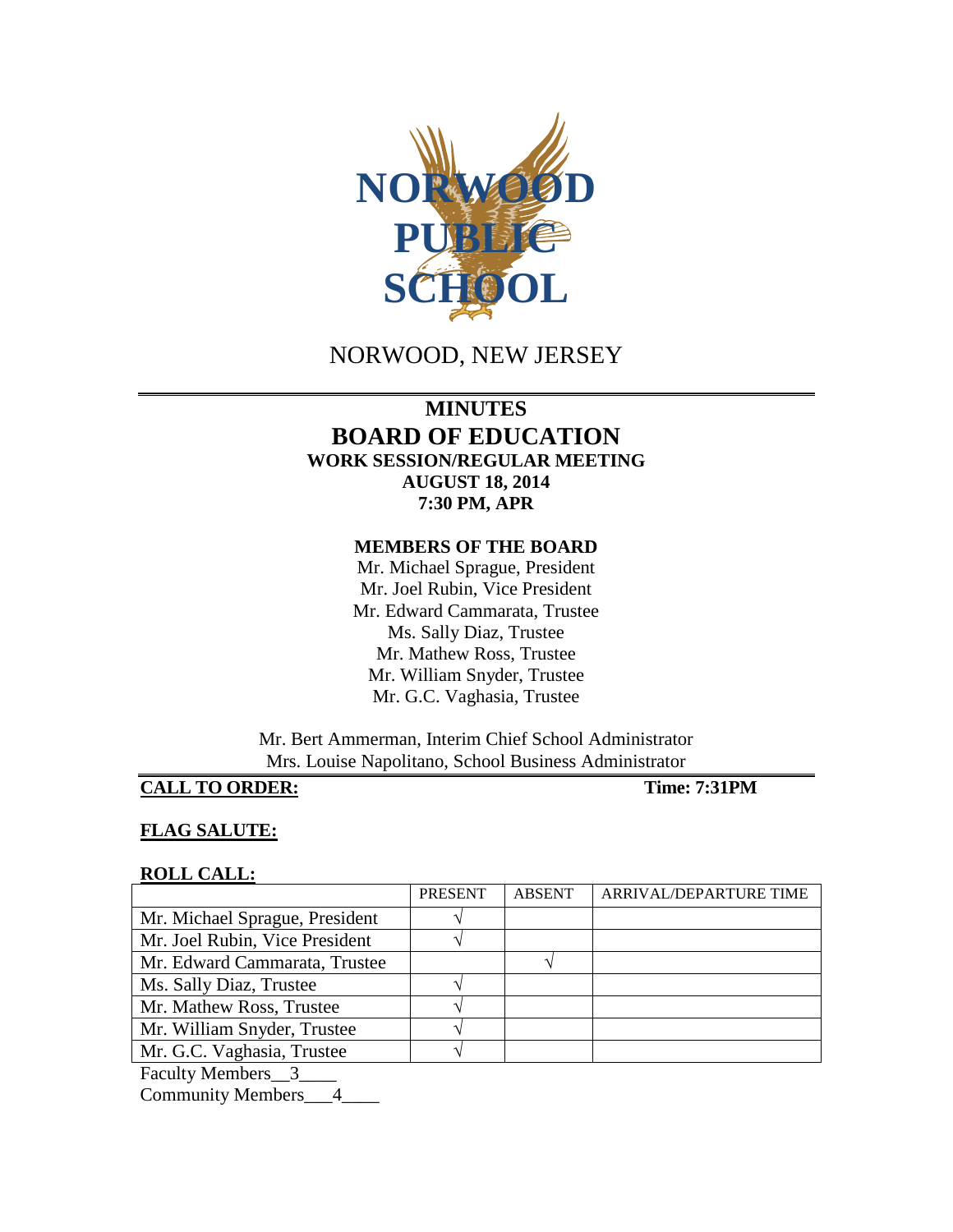# NORWOOD PUBLIC SCHOOL

NORWOOD, NEW JERSEY

## MINUTES
## BOARD OF EDUCATION
### WORK SESSION/REGULAR MEETING
### AUGUST 18, 2014
### 7:30 PM, APR

**MEMBERS OF THE BOARD**

Mr. Michael Sprague, President
Mr. Joel Rubin, Vice President
Mr. Edward Cammarata, Trustee
Ms. Sally Diaz, Trustee
Mr. Mathew Ross, Trustee
Mr. William Snyder, Trustee
Mr. G.C. Vaghasia, Trustee

Mr. Bert Ammerman, Interim Chief School Administrator
Mrs. Louise Napolitano, School Business Administrator

**CALL TO ORDER:** **Time: 7:31PM**

**FLAG SALUTE:**

**ROLL CALL:**

| | PRESENT | ABSENT | ARRIVAL/DEPARTURE TIME |
|---|---|---|---|
| Mr. Michael Sprague, President | √ | | |
| Mr. Joel Rubin, Vice President | √ | | |
| Mr. Edward Cammarata, Trustee | | √ | |
| Ms. Sally Diaz, Trustee | √ | | |
| Mr. Mathew Ross, Trustee | √ | | |
| Mr. William Snyder, Trustee | √ | | |
| Mr. G.C. Vaghasia, Trustee | √ | | |

Faculty Members__3____
Community Members___4____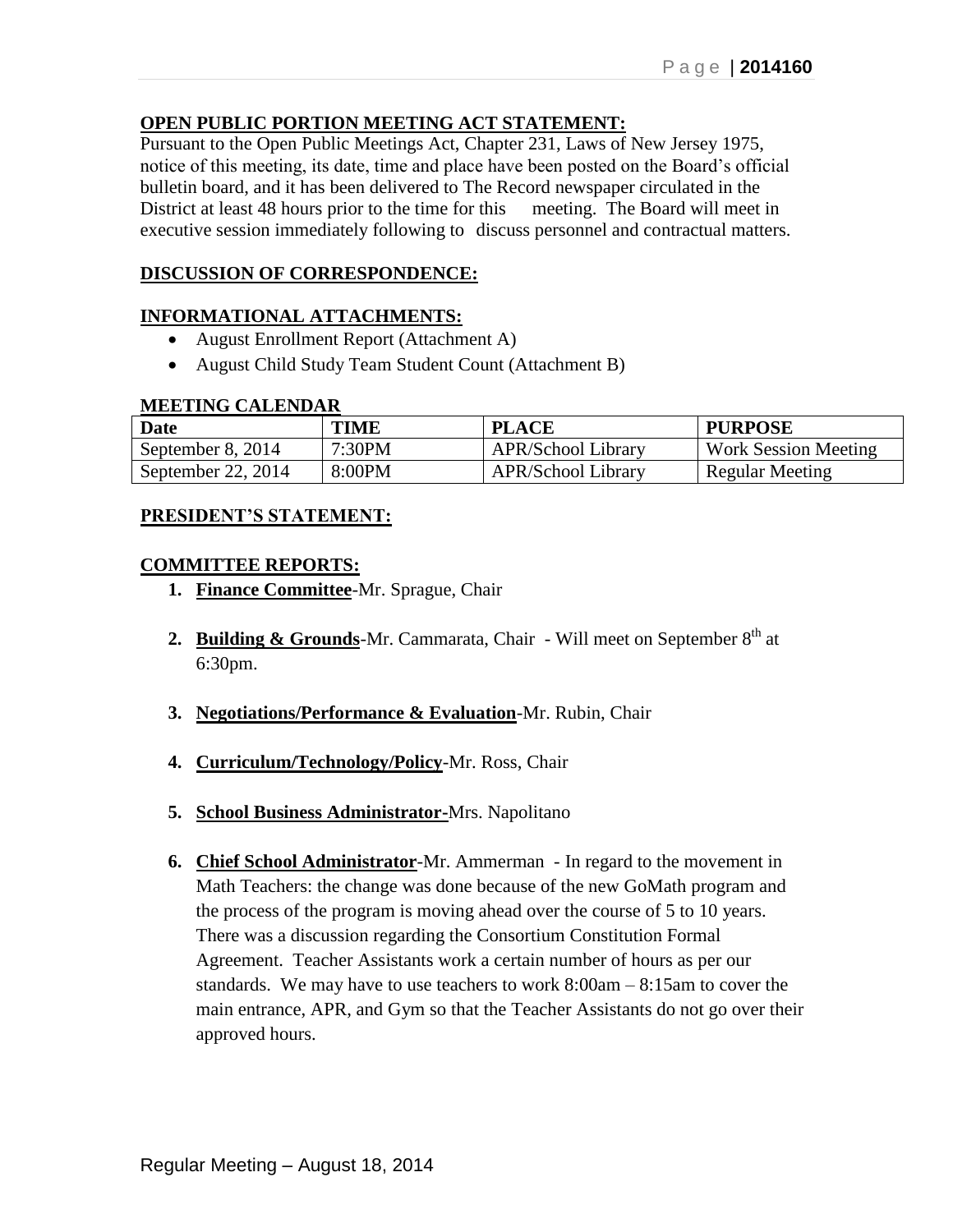**OPEN PUBLIC PORTION MEETING ACT STATEMENT:**

Pursuant to the Open Public Meetings Act, Chapter 231, Laws of New Jersey 1975, notice of this meeting, its date, time and place have been posted on the Board's official bulletin board, and it has been delivered to The Record newspaper circulated in the District at least 48 hours prior to the time for this meeting. The Board will meet in executive session immediately following to discuss personnel and contractual matters.

**DISCUSSION OF CORRESPONDENCE:**

**INFORMATIONAL ATTACHMENTS:**

- August Enrollment Report (Attachment A)
- August Child Study Team Student Count (Attachment B)

**MEETING CALENDAR**

| Date | TIME | PLACE | PURPOSE |
|---|---|---|---|
| September 8, 2014 | 7:30PM | APR/School Library | Work Session Meeting |
| September 22, 2014 | 8:00PM | APR/School Library | Regular Meeting |

**PRESIDENT'S STATEMENT:**

**COMMITTEE REPORTS:**

1. **Finance Committee**-Mr. Sprague, Chair
2. **Building & Grounds**-Mr. Cammarata, Chair - Will meet on September 8th at 6:30pm.
3. **Negotiations/Performance & Evaluation**-Mr. Rubin, Chair
4. **Curriculum/Technology/Policy**-Mr. Ross, Chair
5. **School Business Administrator**-Mrs. Napolitano
6. **Chief School Administrator**-Mr. Ammerman - In regard to the movement in Math Teachers: the change was done because of the new GoMath program and the process of the program is moving ahead over the course of 5 to 10 years. There was a discussion regarding the Consortium Constitution Formal Agreement. Teacher Assistants work a certain number of hours as per our standards. We may have to use teachers to work 8:00am – 8:15am to cover the main entrance, APR, and Gym so that the Teacher Assistants do not go over their approved hours.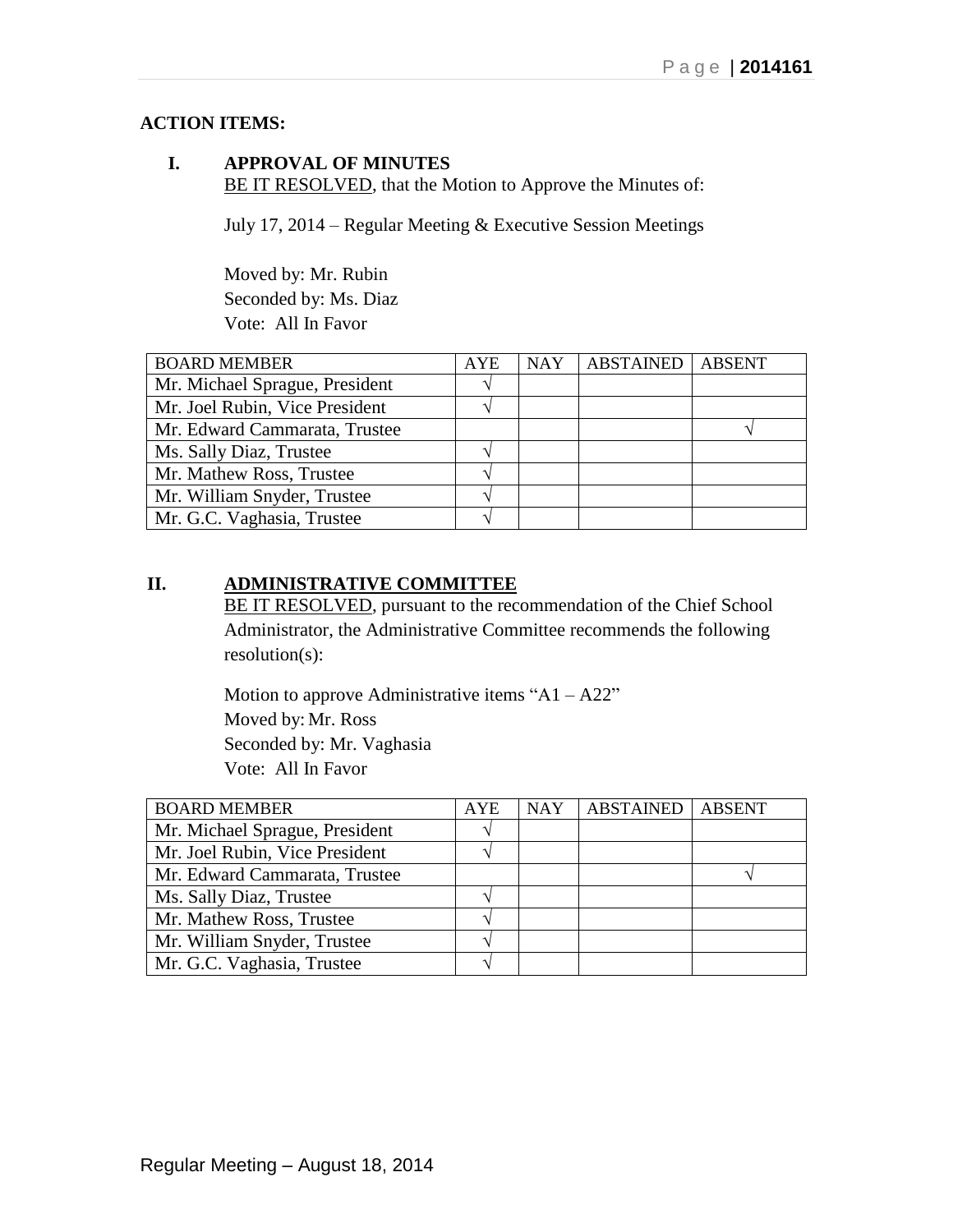**ACTION ITEMS:**

## I. APPROVAL OF MINUTES

BE IT RESOLVED, that the Motion to Approve the Minutes of:

July 17, 2014 – Regular Meeting & Executive Session Meetings

Moved by: Mr. Rubin
Seconded by: Ms. Diaz
Vote: All In Favor

| BOARD MEMBER | AYE | NAY | ABSTAINED | ABSENT |
|---|---|---|---|---|
| Mr. Michael Sprague, President | √ | | | |
| Mr. Joel Rubin, Vice President | √ | | | |
| Mr. Edward Cammarata, Trustee | | | | √ |
| Ms. Sally Diaz, Trustee | √ | | | |
| Mr. Mathew Ross, Trustee | √ | | | |
| Mr. William Snyder, Trustee | √ | | | |
| Mr. G.C. Vaghasia, Trustee | √ | | | |

## II. ADMINISTRATIVE COMMITTEE

BE IT RESOLVED, pursuant to the recommendation of the Chief School Administrator, the Administrative Committee recommends the following resolution(s):

Motion to approve Administrative items "A1 – A22"
Moved by: Mr. Ross
Seconded by: Mr. Vaghasia
Vote: All In Favor

| BOARD MEMBER | AYE | NAY | ABSTAINED | ABSENT |
|---|---|---|---|---|
| Mr. Michael Sprague, President | √ | | | |
| Mr. Joel Rubin, Vice President | √ | | | |
| Mr. Edward Cammarata, Trustee | | | | √ |
| Ms. Sally Diaz, Trustee | √ | | | |
| Mr. Mathew Ross, Trustee | √ | | | |
| Mr. William Snyder, Trustee | √ | | | |
| Mr. G.C. Vaghasia, Trustee | √ | | | |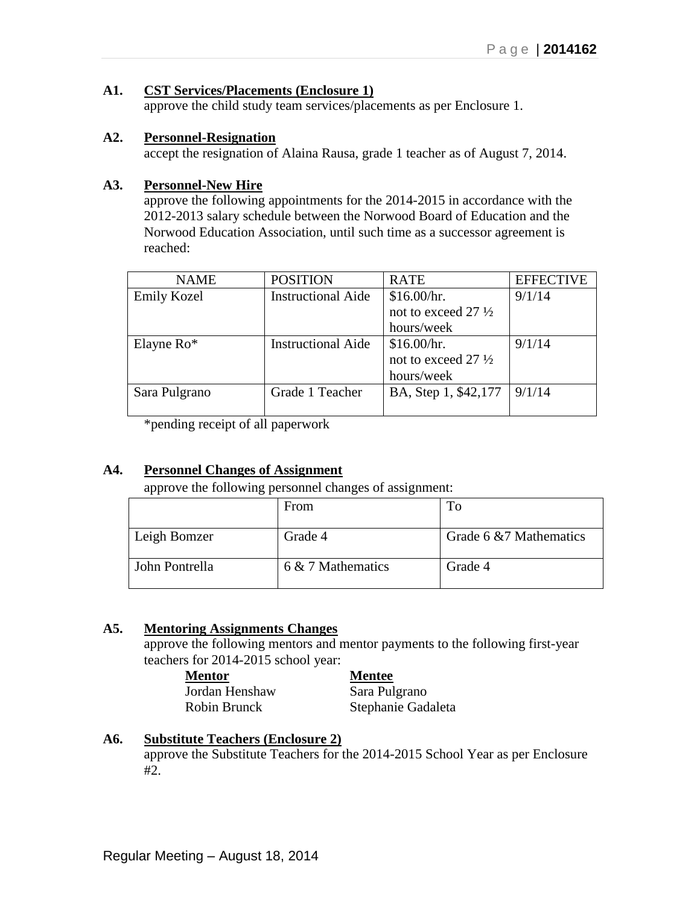**A1. CST Services/Placements (Enclosure 1)**
approve the child study team services/placements as per Enclosure 1.

**A2. Personnel-Resignation**
accept the resignation of Alaina Rausa, grade 1 teacher as of August 7, 2014.

**A3. Personnel-New Hire**
approve the following appointments for the 2014-2015 in accordance with the 2012-2013 salary schedule between the Norwood Board of Education and the Norwood Education Association, until such time as a successor agreement is reached:

| NAME | POSITION | RATE | EFFECTIVE |
|---|---|---|---|
| Emily Kozel | Instructional Aide | \$16.00/hr. not to exceed 27 ½ hours/week | 9/1/14 |
| Elayne Ro* | Instructional Aide | \$16.00/hr. not to exceed 27 ½ hours/week | 9/1/14 |
| Sara Pulgrano | Grade 1 Teacher | BA, Step 1, \$42,177 | 9/1/14 |

*pending receipt of all paperwork

**A4. Personnel Changes of Assignment**
approve the following personnel changes of assignment:

| | From | To |
|---|---|---|
| Leigh Bomzer | Grade 4 | Grade 6 &7 Mathematics |
| John Pontrella | 6 & 7 Mathematics | Grade 4 |

**A5. Mentoring Assignments Changes**
approve the following mentors and mentor payments to the following first-year teachers for 2014-2015 school year:

| Mentor | Mentee |
|---|---|
| Jordan Henshaw | Sara Pulgrano |
| Robin Brunck | Stephanie Gadaleta |

**A6. Substitute Teachers (Enclosure 2)**
approve the Substitute Teachers for the 2014-2015 School Year as per Enclosure #2.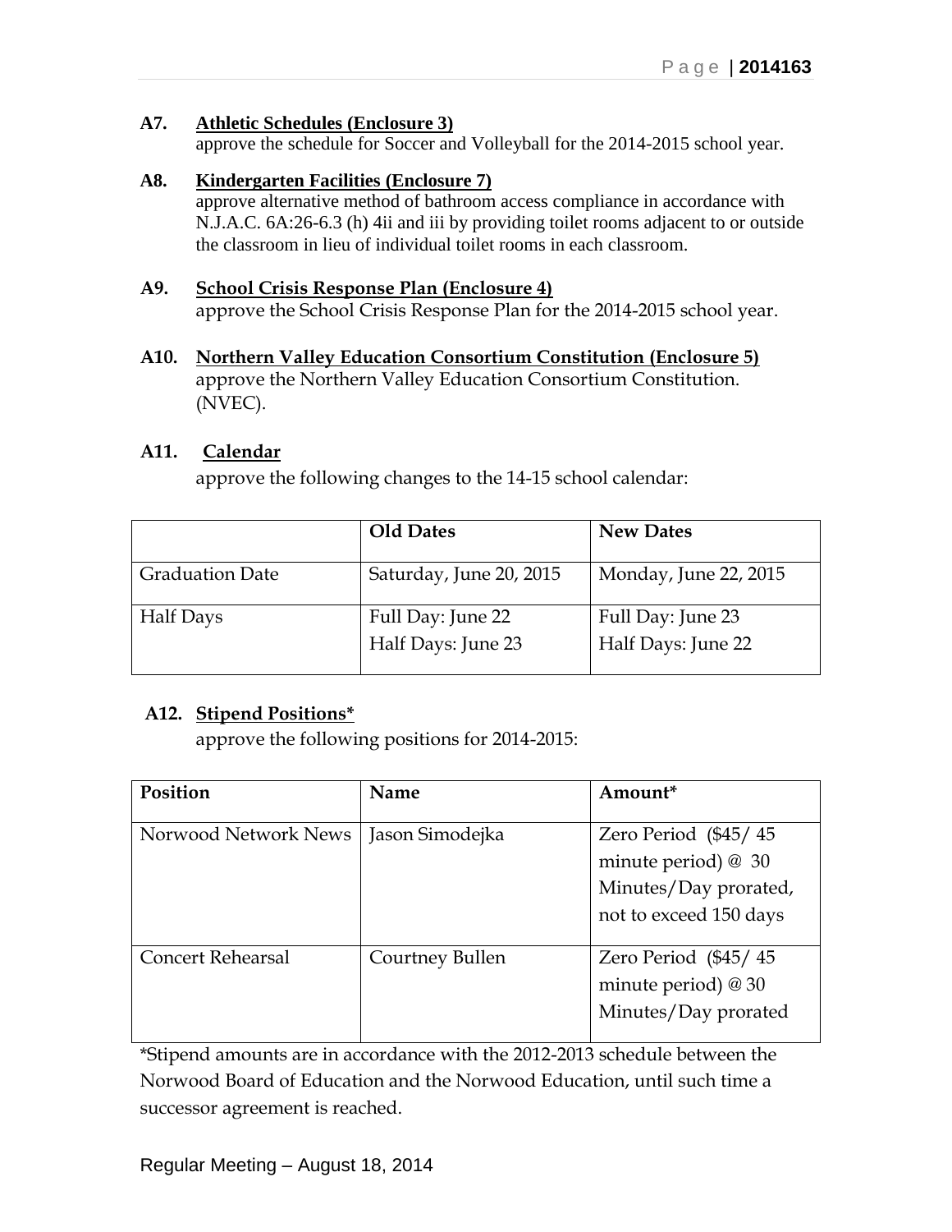**A7. Athletic Schedules (Enclosure 3)**
approve the schedule for Soccer and Volleyball for the 2014-2015 school year.

**A8. Kindergarten Facilities (Enclosure 7)**
approve alternative method of bathroom access compliance in accordance with N.J.A.C. 6A:26-6.3 (h) 4ii and iii by providing toilet rooms adjacent to or outside the classroom in lieu of individual toilet rooms in each classroom.

**A9. School Crisis Response Plan (Enclosure 4)**
approve the School Crisis Response Plan for the 2014-2015 school year.

**A10. Northern Valley Education Consortium Constitution (Enclosure 5)**
approve the Northern Valley Education Consortium Constitution. (NVEC).

**A11. Calendar**
approve the following changes to the 14-15 school calendar:

| | **Old Dates** | **New Dates** |
|---|---|---|
| Graduation Date | Saturday, June 20, 2015 | Monday, June 22, 2015 |
| Half Days | Full Day: June 22<br>Half Days: June 23 | Full Day: June 23<br>Half Days: June 22 |

**A12. Stipend Positions***
approve the following positions for 2014-2015:

| **Position** | **Name** | **Amount*** |
|---|---|---|
| Norwood Network News | Jason Simodejka | Zero Period ($45/ 45 minute period) @ 30 Minutes/Day prorated, not to exceed 150 days |
| Concert Rehearsal | Courtney Bullen | Zero Period ($45/ 45 minute period) @ 30 Minutes/Day prorated |

*Stipend amounts are in accordance with the 2012-2013 schedule between the Norwood Board of Education and the Norwood Education, until such time a successor agreement is reached.

Regular Meeting – August 18, 2014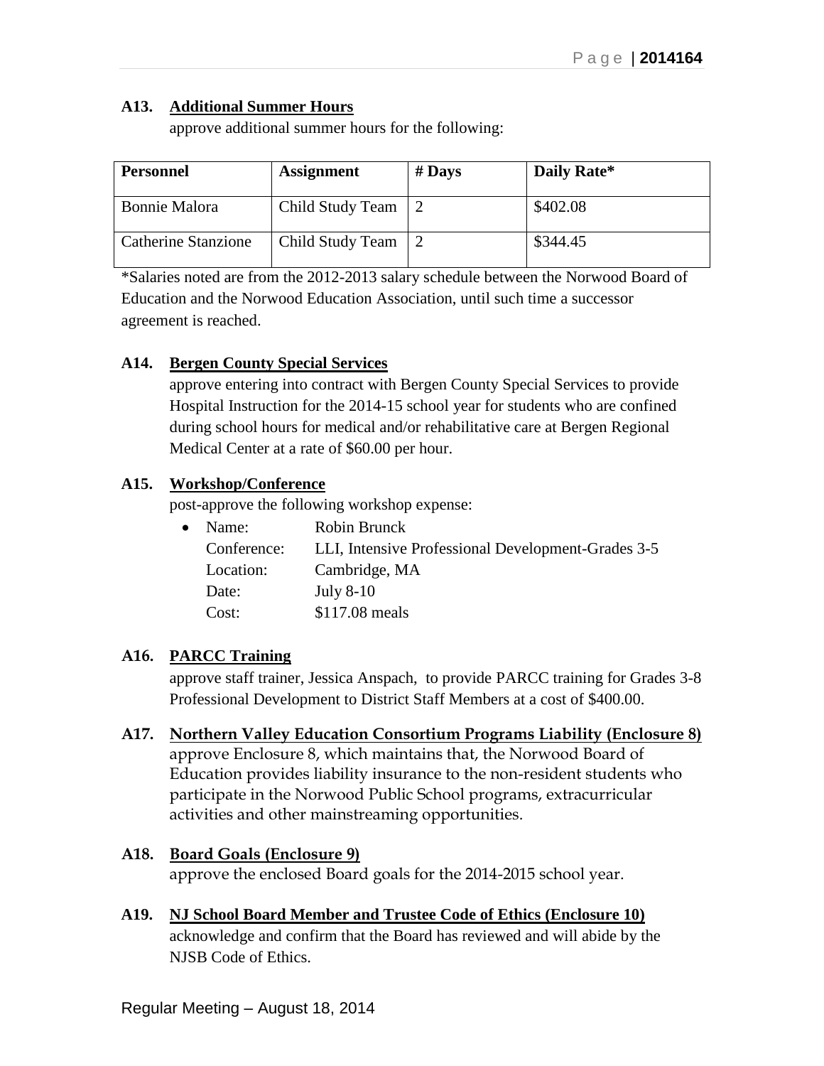**A13. Additional Summer Hours**

approve additional summer hours for the following:

| Personnel | Assignment | # Days | Daily Rate* |
|---|---|---|---|
| Bonnie Malora | Child Study Team | 2 | $402.08 |
| Catherine Stanzione | Child Study Team | 2 | $344.45 |

*Salaries noted are from the 2012-2013 salary schedule between the Norwood Board of Education and the Norwood Education Association, until such time a successor agreement is reached.

**A14. Bergen County Special Services**

approve entering into contract with Bergen County Special Services to provide Hospital Instruction for the 2014-15 school year for students who are confined during school hours for medical and/or rehabilitative care at Bergen Regional Medical Center at a rate of $60.00 per hour.

**A15. Workshop/Conference**

post-approve the following workshop expense:

- Name: Robin Brunck
  Conference: LLI, Intensive Professional Development-Grades 3-5
  Location: Cambridge, MA
  Date: July 8-10
  Cost: $117.08 meals

**A16. PARCC Training**

approve staff trainer, Jessica Anspach, to provide PARCC training for Grades 3-8 Professional Development to District Staff Members at a cost of $400.00.

**A17. Northern Valley Education Consortium Programs Liability (Enclosure 8)**

approve Enclosure 8, which maintains that, the Norwood Board of Education provides liability insurance to the non-resident students who participate in the Norwood Public School programs, extracurricular activities and other mainstreaming opportunities.

**A18. Board Goals (Enclosure 9)**

approve the enclosed Board goals for the 2014-2015 school year.

**A19. NJ School Board Member and Trustee Code of Ethics (Enclosure 10)**

acknowledge and confirm that the Board has reviewed and will abide by the NJSB Code of Ethics.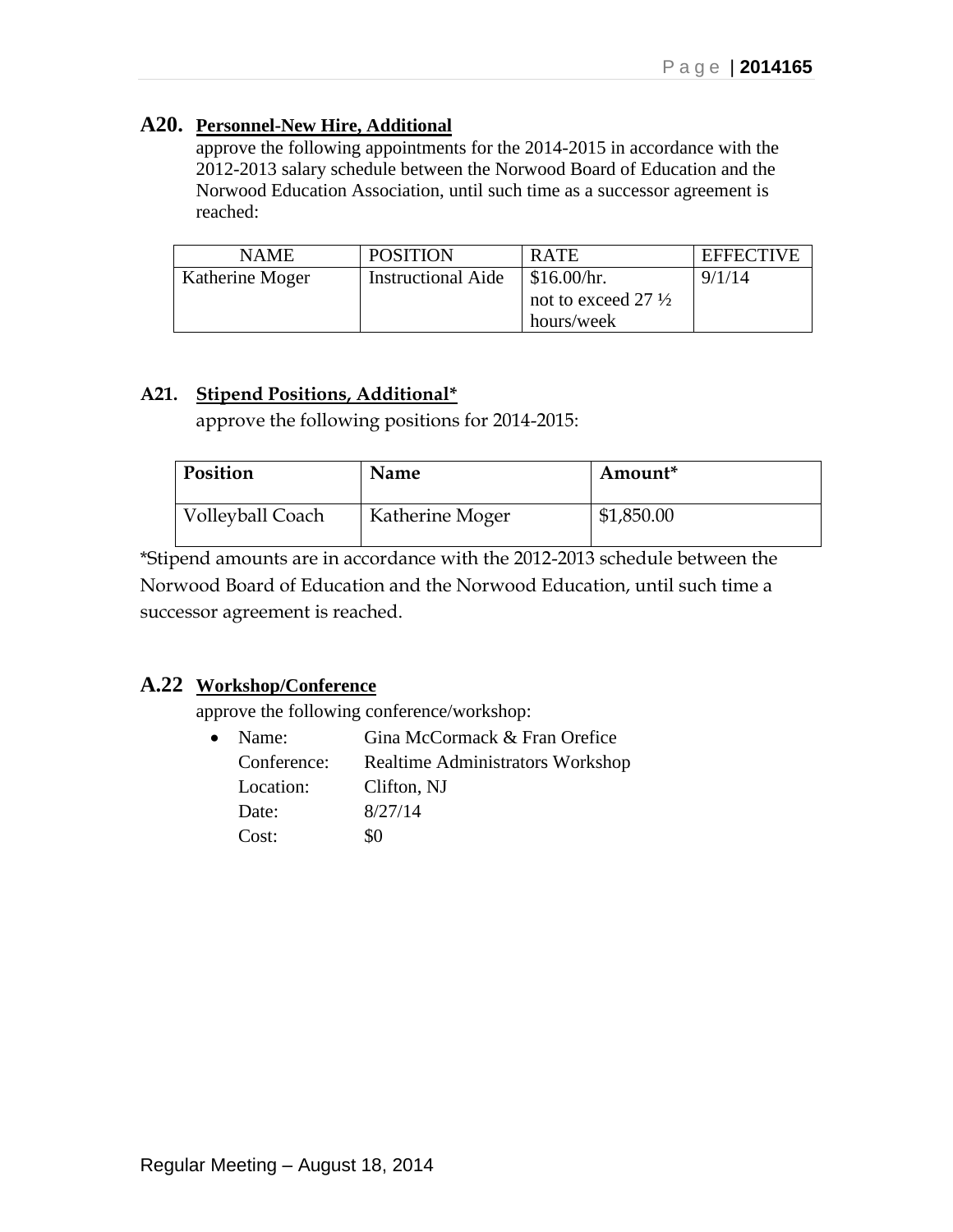## A20. **Personnel-New Hire, Additional**

approve the following appointments for the 2014-2015 in accordance with the 2012-2013 salary schedule between the Norwood Board of Education and the Norwood Education Association, until such time as a successor agreement is reached:

| NAME | POSITION | RATE | EFFECTIVE |
|---|---|---|---|
| Katherine Moger | Instructional Aide | $16.00/hr. not to exceed 27 ½ hours/week | 9/1/14 |

## A21. **Stipend Positions, Additional***

approve the following positions for 2014-2015:

| **Position** | **Name** | **Amount*** |
|---|---|---|
| Volleyball Coach | Katherine Moger | $1,850.00 |

*Stipend amounts are in accordance with the 2012-2013 schedule between the Norwood Board of Education and the Norwood Education, until such time a successor agreement is reached.

## A.22 **Workshop/Conference**

approve the following conference/workshop:

- Name: Gina McCormack & Fran Orefice
  Conference: Realtime Administrators Workshop
  Location: Clifton, NJ
  Date: 8/27/14
  Cost: $0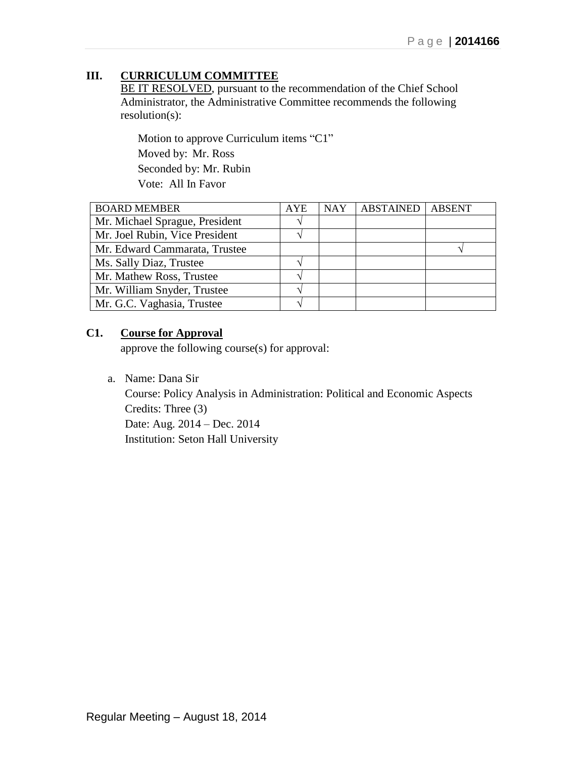## III. CURRICULUM COMMITTEE

BE IT RESOLVED, pursuant to the recommendation of the Chief School Administrator, the Administrative Committee recommends the following resolution(s):

Motion to approve Curriculum items "C1"
Moved by: Mr. Ross
Seconded by: Mr. Rubin
Vote: All In Favor

| BOARD MEMBER | AYE | NAY | ABSTAINED | ABSENT |
|---|---|---|---|---|
| Mr. Michael Sprague, President | √ | | | |
| Mr. Joel Rubin, Vice President | √ | | | |
| Mr. Edward Cammarata, Trustee | | | | √ |
| Ms. Sally Diaz, Trustee | √ | | | |
| Mr. Mathew Ross, Trustee | √ | | | |
| Mr. William Snyder, Trustee | √ | | | |
| Mr. G.C. Vaghasia, Trustee | √ | | | |

## C1. Course for Approval

approve the following course(s) for approval:

a. Name: Dana Sir
   Course: Policy Analysis in Administration: Political and Economic Aspects
   Credits: Three (3)
   Date: Aug. 2014 – Dec. 2014
   Institution: Seton Hall University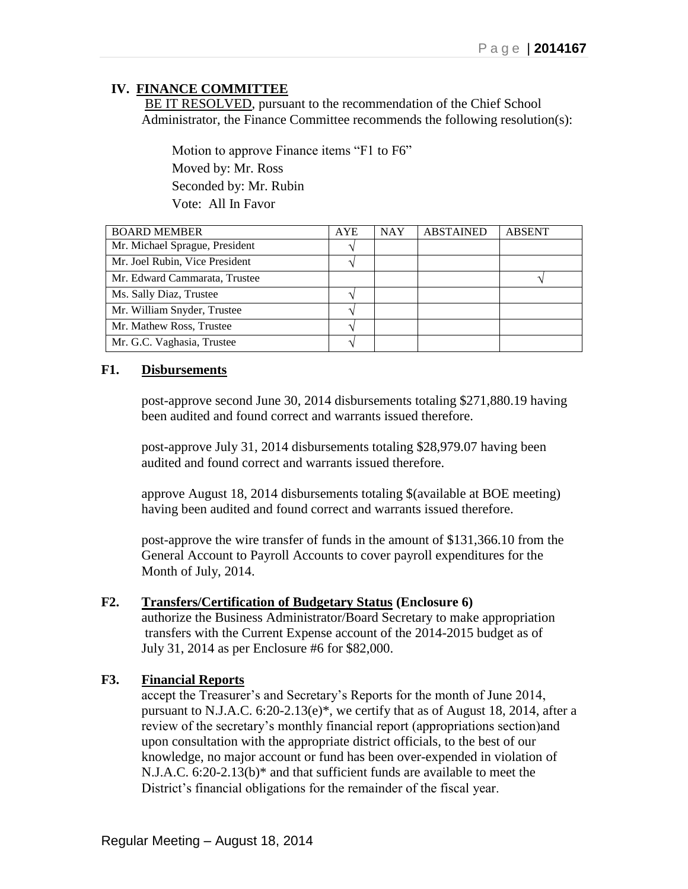## IV. FINANCE COMMITTEE

BE IT RESOLVED, pursuant to the recommendation of the Chief School Administrator, the Finance Committee recommends the following resolution(s):

Motion to approve Finance items "F1 to F6"
Moved by: Mr. Ross
Seconded by: Mr. Rubin
Vote: All In Favor

| BOARD MEMBER | AYE | NAY | ABSTAINED | ABSENT |
|---|---|---|---|---|
| Mr. Michael Sprague, President | √ | | | |
| Mr. Joel Rubin, Vice President | √ | | | |
| Mr. Edward Cammarata, Trustee | | | | √ |
| Ms. Sally Diaz, Trustee | √ | | | |
| Mr. William Snyder, Trustee | √ | | | |
| Mr. Mathew Ross, Trustee | √ | | | |
| Mr. G.C. Vaghasia, Trustee | √ | | | |

**F1. Disbursements**

post-approve second June 30, 2014 disbursements totaling $271,880.19 having been audited and found correct and warrants issued therefore.

post-approve July 31, 2014 disbursements totaling $28,979.07 having been audited and found correct and warrants issued therefore.

approve August 18, 2014 disbursements totaling $(available at BOE meeting) having been audited and found correct and warrants issued therefore.

post-approve the wire transfer of funds in the amount of $131,366.10 from the General Account to Payroll Accounts to cover payroll expenditures for the Month of July, 2014.

**F2. Transfers/Certification of Budgetary Status (Enclosure 6)**

authorize the Business Administrator/Board Secretary to make appropriation transfers with the Current Expense account of the 2014-2015 budget as of July 31, 2014 as per Enclosure #6 for $82,000.

**F3. Financial Reports**

accept the Treasurer's and Secretary's Reports for the month of June 2014, pursuant to N.J.A.C. 6:20-2.13(e)*, we certify that as of August 18, 2014, after a review of the secretary's monthly financial report (appropriations section)and upon consultation with the appropriate district officials, to the best of our knowledge, no major account or fund has been over-expended in violation of N.J.A.C. 6:20-2.13(b)* and that sufficient funds are available to meet the District's financial obligations for the remainder of the fiscal year.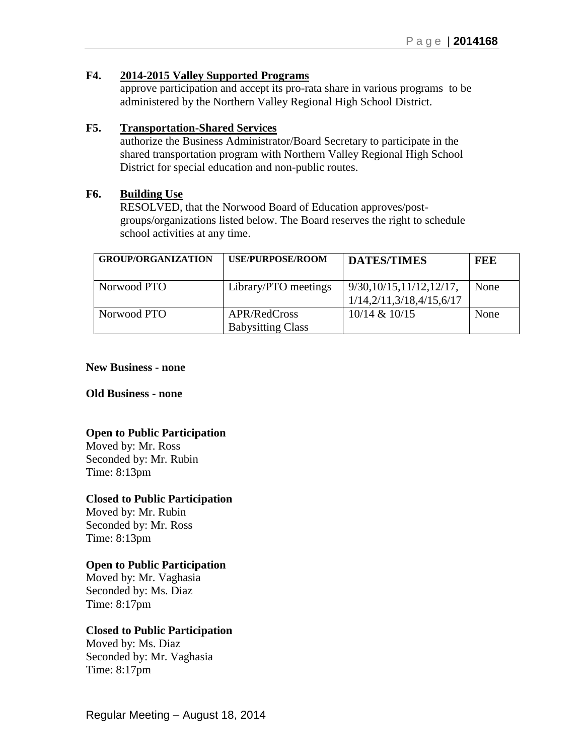**F4. 2014-2015 Valley Supported Programs**

approve participation and accept its pro-rata share in various programs to be administered by the Northern Valley Regional High School District.

**F5. Transportation-Shared Services**

authorize the Business Administrator/Board Secretary to participate in the shared transportation program with Northern Valley Regional High School District for special education and non-public routes.

**F6. Building Use**

RESOLVED, that the Norwood Board of Education approves/post-groups/organizations listed below. The Board reserves the right to schedule school activities at any time.

| GROUP/ORGANIZATION | USE/PURPOSE/ROOM | DATES/TIMES | FEE |
|---|---|---|---|
| Norwood PTO | Library/PTO meetings | 9/30,10/15,11/12,12/17, 1/14,2/11,3/18,4/15,6/17 | None |
| Norwood PTO | APR/RedCross Babysitting Class | 10/14 & 10/15 | None |

**New Business - none**

**Old Business - none**

**Open to Public Participation**
Moved by: Mr. Ross
Seconded by: Mr. Rubin
Time: 8:13pm

**Closed to Public Participation**
Moved by: Mr. Rubin
Seconded by: Mr. Ross
Time: 8:13pm

**Open to Public Participation**
Moved by: Mr. Vaghasia
Seconded by: Ms. Diaz
Time: 8:17pm

**Closed to Public Participation**
Moved by: Ms. Diaz
Seconded by: Mr. Vaghasia
Time: 8:17pm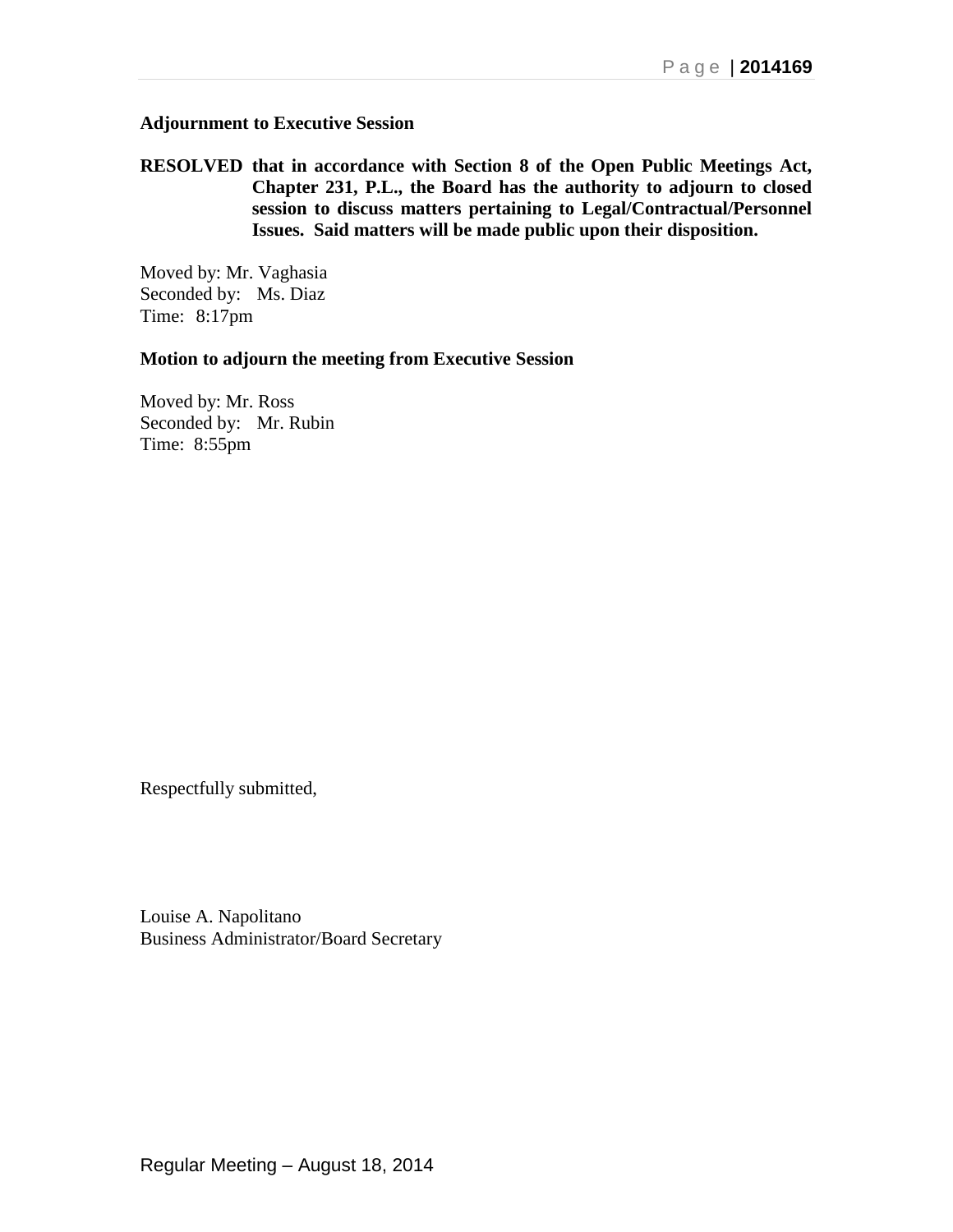**Adjournment to Executive Session**

**RESOLVED that in accordance with Section 8 of the Open Public Meetings Act, Chapter 231, P.L., the Board has the authority to adjourn to closed session to discuss matters pertaining to Legal/Contractual/Personnel Issues. Said matters will be made public upon their disposition.**

Moved by: Mr. Vaghasia
Seconded by: Ms. Diaz
Time: 8:17pm

**Motion to adjourn the meeting from Executive Session**

Moved by: Mr. Ross
Seconded by: Mr. Rubin
Time: 8:55pm

Respectfully submitted,

Louise A. Napolitano
Business Administrator/Board Secretary